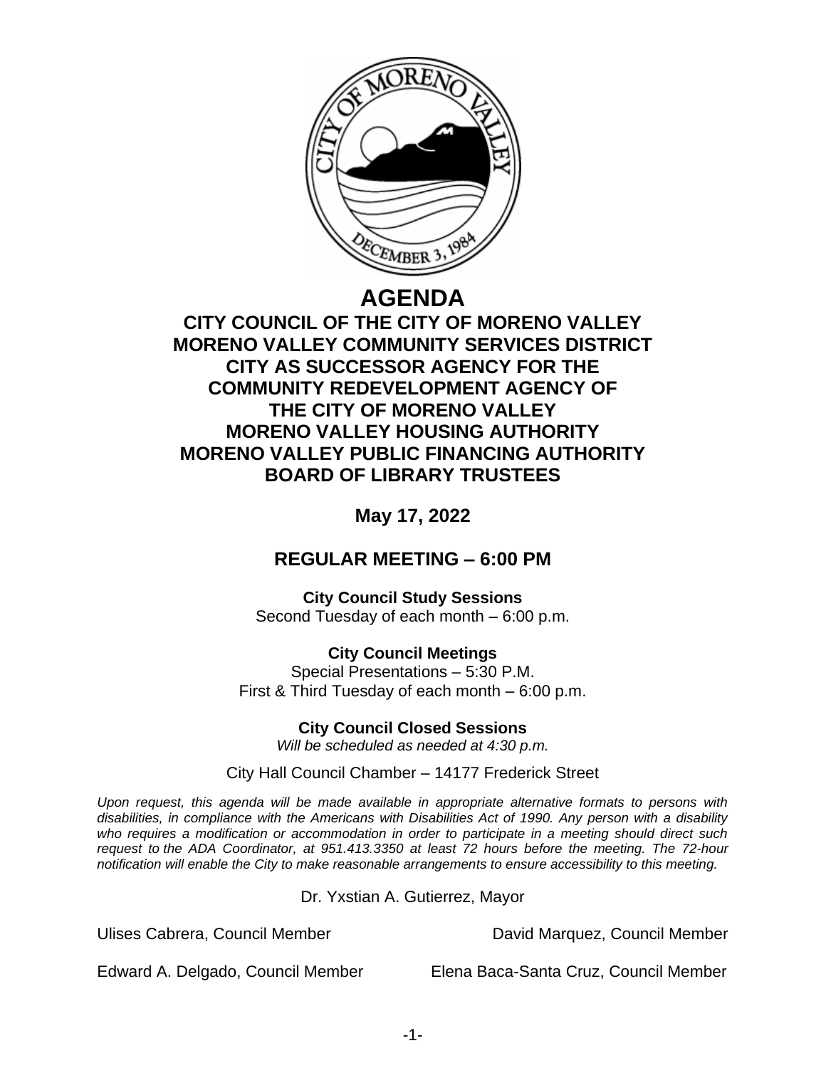# AGENDA

## CITY COUNCIL OF THE CITY OF MORENO VALLEY
## MORENO VALLEY COMMUNITY SERVICES DISTRICT
## CITY AS SUCCESSOR AGENCY FOR THE COMMUNITY REDEVELOPMENT AGENCY OF THE CITY OF MORENO VALLEY
## MORENO VALLEY HOUSING AUTHORITY
## MORENO VALLEY PUBLIC FINANCING AUTHORITY
## BOARD OF LIBRARY TRUSTEES

**May 17, 2022**

**REGULAR MEETING – 6:00 PM**

**City Council Study Sessions**
Second Tuesday of each month – 6:00 p.m.

**City Council Meetings**
Special Presentations – 5:30 P.M.
First & Third Tuesday of each month – 6:00 p.m.

**City Council Closed Sessions**
*Will be scheduled as needed at 4:30 p.m.*

City Hall Council Chamber – 14177 Frederick Street

*Upon request, this agenda will be made available in appropriate alternative formats to persons with disabilities, in compliance with the Americans with Disabilities Act of 1990. Any person with a disability who requires a modification or accommodation in order to participate in a meeting should direct such request to the ADA Coordinator, at 951.413.3350 at least 72 hours before the meeting. The 72-hour notification will enable the City to make reasonable arrangements to ensure accessibility to this meeting.*

Dr. Yxstian A. Gutierrez, Mayor

Ulises Cabrera, Council Member

David Marquez, Council Member

Edward A. Delgado, Council Member

Elena Baca-Santa Cruz, Council Member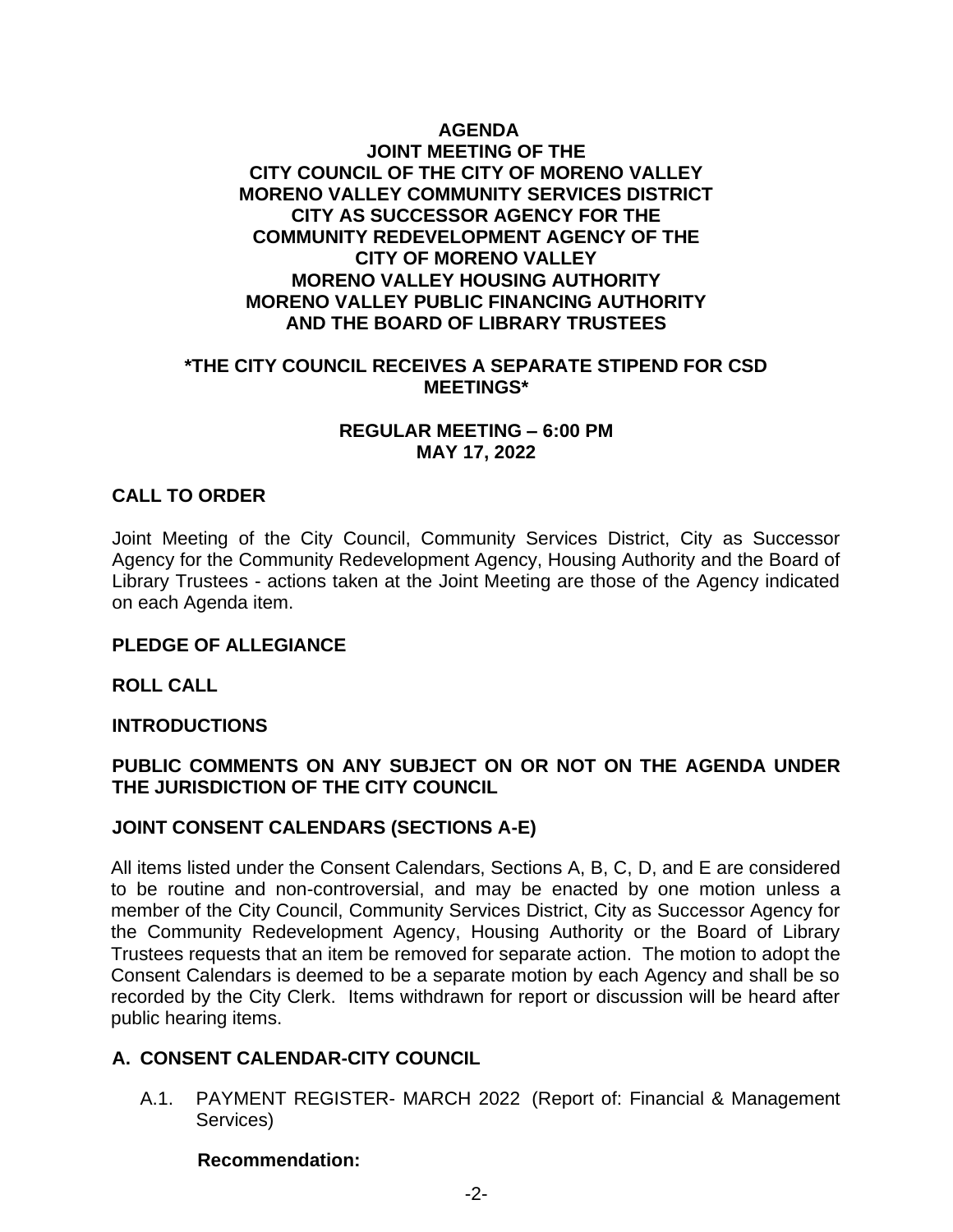# AGENDA
## JOINT MEETING OF THE CITY COUNCIL OF THE CITY OF MORENO VALLEY MORENO VALLEY COMMUNITY SERVICES DISTRICT CITY AS SUCCESSOR AGENCY FOR THE COMMUNITY REDEVELOPMENT AGENCY OF THE CITY OF MORENO VALLEY MORENO VALLEY HOUSING AUTHORITY MORENO VALLEY PUBLIC FINANCING AUTHORITY AND THE BOARD OF LIBRARY TRUSTEES

**\*THE CITY COUNCIL RECEIVES A SEPARATE STIPEND FOR CSD MEETINGS\***

**REGULAR MEETING – 6:00 PM**
**MAY 17, 2022**

## CALL TO ORDER

Joint Meeting of the City Council, Community Services District, City as Successor Agency for the Community Redevelopment Agency, Housing Authority and the Board of Library Trustees - actions taken at the Joint Meeting are those of the Agency indicated on each Agenda item.

## PLEDGE OF ALLEGIANCE

## ROLL CALL

## INTRODUCTIONS

## PUBLIC COMMENTS ON ANY SUBJECT ON OR NOT ON THE AGENDA UNDER THE JURISDICTION OF THE CITY COUNCIL

## JOINT CONSENT CALENDARS (SECTIONS A-E)

All items listed under the Consent Calendars, Sections A, B, C, D, and E are considered to be routine and non-controversial, and may be enacted by one motion unless a member of the City Council, Community Services District, City as Successor Agency for the Community Redevelopment Agency, Housing Authority or the Board of Library Trustees requests that an item be removed for separate action. The motion to adopt the Consent Calendars is deemed to be a separate motion by each Agency and shall be so recorded by the City Clerk. Items withdrawn for report or discussion will be heard after public hearing items.

## A. CONSENT CALENDAR-CITY COUNCIL

A.1. PAYMENT REGISTER- MARCH 2022 (Report of: Financial & Management Services)

**Recommendation:**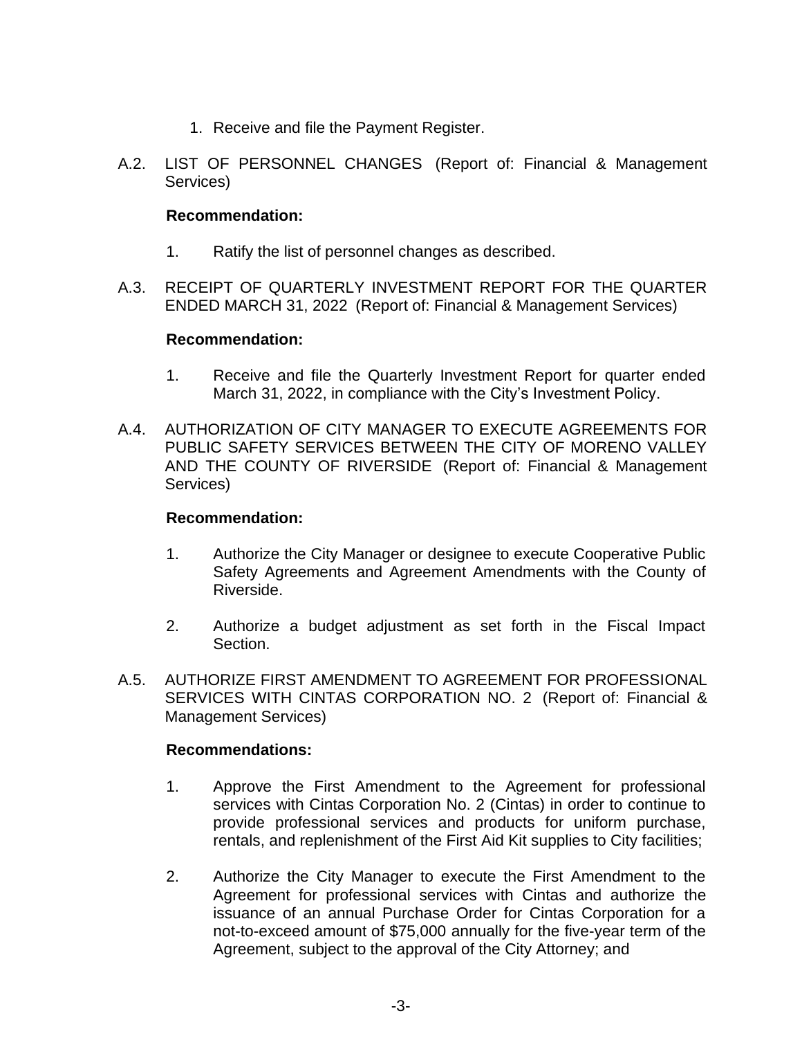1. Receive and file the Payment Register.

A.2. LIST OF PERSONNEL CHANGES (Report of: Financial & Management Services)

**Recommendation:**

1. Ratify the list of personnel changes as described.

A.3. RECEIPT OF QUARTERLY INVESTMENT REPORT FOR THE QUARTER ENDED MARCH 31, 2022 (Report of: Financial & Management Services)

**Recommendation:**

1. Receive and file the Quarterly Investment Report for quarter ended March 31, 2022, in compliance with the City's Investment Policy.

A.4. AUTHORIZATION OF CITY MANAGER TO EXECUTE AGREEMENTS FOR PUBLIC SAFETY SERVICES BETWEEN THE CITY OF MORENO VALLEY AND THE COUNTY OF RIVERSIDE (Report of: Financial & Management Services)

**Recommendation:**

1. Authorize the City Manager or designee to execute Cooperative Public Safety Agreements and Agreement Amendments with the County of Riverside.

2. Authorize a budget adjustment as set forth in the Fiscal Impact Section.

A.5. AUTHORIZE FIRST AMENDMENT TO AGREEMENT FOR PROFESSIONAL SERVICES WITH CINTAS CORPORATION NO. 2 (Report of: Financial & Management Services)

**Recommendations:**

1. Approve the First Amendment to the Agreement for professional services with Cintas Corporation No. 2 (Cintas) in order to continue to provide professional services and products for uniform purchase, rentals, and replenishment of the First Aid Kit supplies to City facilities;

2. Authorize the City Manager to execute the First Amendment to the Agreement for professional services with Cintas and authorize the issuance of an annual Purchase Order for Cintas Corporation for a not-to-exceed amount of $75,000 annually for the five-year term of the Agreement, subject to the approval of the City Attorney; and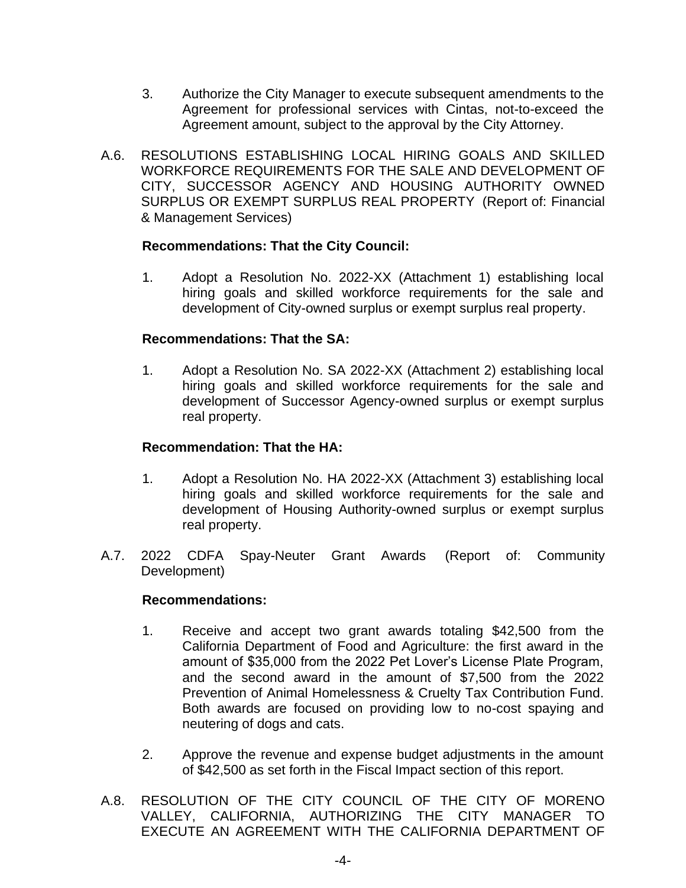3. Authorize the City Manager to execute subsequent amendments to the Agreement for professional services with Cintas, not-to-exceed the Agreement amount, subject to the approval by the City Attorney.

A.6. RESOLUTIONS ESTABLISHING LOCAL HIRING GOALS AND SKILLED WORKFORCE REQUIREMENTS FOR THE SALE AND DEVELOPMENT OF CITY, SUCCESSOR AGENCY AND HOUSING AUTHORITY OWNED SURPLUS OR EXEMPT SURPLUS REAL PROPERTY (Report of: Financial & Management Services)

**Recommendations: That the City Council:**

1. Adopt a Resolution No. 2022-XX (Attachment 1) establishing local hiring goals and skilled workforce requirements for the sale and development of City-owned surplus or exempt surplus real property.

**Recommendations: That the SA:**

1. Adopt a Resolution No. SA 2022-XX (Attachment 2) establishing local hiring goals and skilled workforce requirements for the sale and development of Successor Agency-owned surplus or exempt surplus real property.

**Recommendation: That the HA:**

1. Adopt a Resolution No. HA 2022-XX (Attachment 3) establishing local hiring goals and skilled workforce requirements for the sale and development of Housing Authority-owned surplus or exempt surplus real property.

A.7. 2022 CDFA Spay-Neuter Grant Awards (Report of: Community Development)

**Recommendations:**

1. Receive and accept two grant awards totaling $42,500 from the California Department of Food and Agriculture: the first award in the amount of $35,000 from the 2022 Pet Lover's License Plate Program, and the second award in the amount of $7,500 from the 2022 Prevention of Animal Homelessness & Cruelty Tax Contribution Fund. Both awards are focused on providing low to no-cost spaying and neutering of dogs and cats.

2. Approve the revenue and expense budget adjustments in the amount of $42,500 as set forth in the Fiscal Impact section of this report.

A.8. RESOLUTION OF THE CITY COUNCIL OF THE CITY OF MORENO VALLEY, CALIFORNIA, AUTHORIZING THE CITY MANAGER TO EXECUTE AN AGREEMENT WITH THE CALIFORNIA DEPARTMENT OF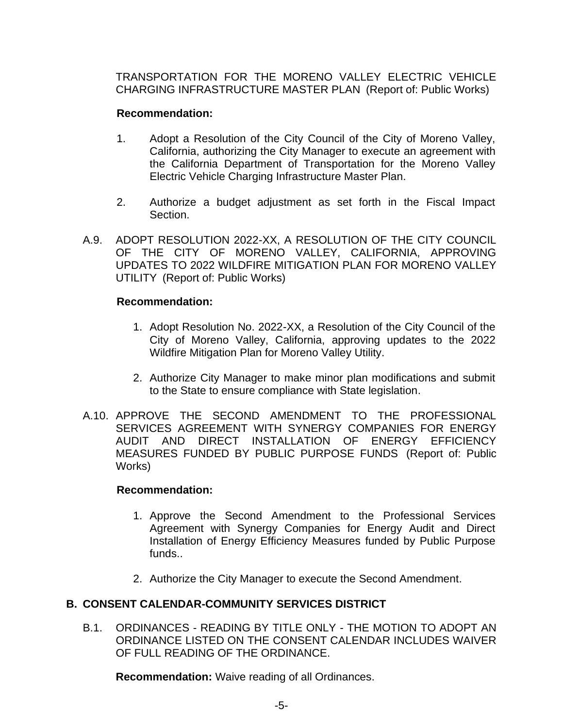TRANSPORTATION FOR THE MORENO VALLEY ELECTRIC VEHICLE CHARGING INFRASTRUCTURE MASTER PLAN (Report of: Public Works)

**Recommendation:**

1. Adopt a Resolution of the City Council of the City of Moreno Valley, California, authorizing the City Manager to execute an agreement with the California Department of Transportation for the Moreno Valley Electric Vehicle Charging Infrastructure Master Plan.

2. Authorize a budget adjustment as set forth in the Fiscal Impact Section.

A.9. ADOPT RESOLUTION 2022-XX, A RESOLUTION OF THE CITY COUNCIL OF THE CITY OF MORENO VALLEY, CALIFORNIA, APPROVING UPDATES TO 2022 WILDFIRE MITIGATION PLAN FOR MORENO VALLEY UTILITY (Report of: Public Works)

**Recommendation:**

1. Adopt Resolution No. 2022-XX, a Resolution of the City Council of the City of Moreno Valley, California, approving updates to the 2022 Wildfire Mitigation Plan for Moreno Valley Utility.

2. Authorize City Manager to make minor plan modifications and submit to the State to ensure compliance with State legislation.

A.10. APPROVE THE SECOND AMENDMENT TO THE PROFESSIONAL SERVICES AGREEMENT WITH SYNERGY COMPANIES FOR ENERGY AUDIT AND DIRECT INSTALLATION OF ENERGY EFFICIENCY MEASURES FUNDED BY PUBLIC PURPOSE FUNDS (Report of: Public Works)

**Recommendation:**

1. Approve the Second Amendment to the Professional Services Agreement with Synergy Companies for Energy Audit and Direct Installation of Energy Efficiency Measures funded by Public Purpose funds..

2. Authorize the City Manager to execute the Second Amendment.

## B. CONSENT CALENDAR-COMMUNITY SERVICES DISTRICT

B.1. ORDINANCES - READING BY TITLE ONLY - THE MOTION TO ADOPT AN ORDINANCE LISTED ON THE CONSENT CALENDAR INCLUDES WAIVER OF FULL READING OF THE ORDINANCE.

**Recommendation:** Waive reading of all Ordinances.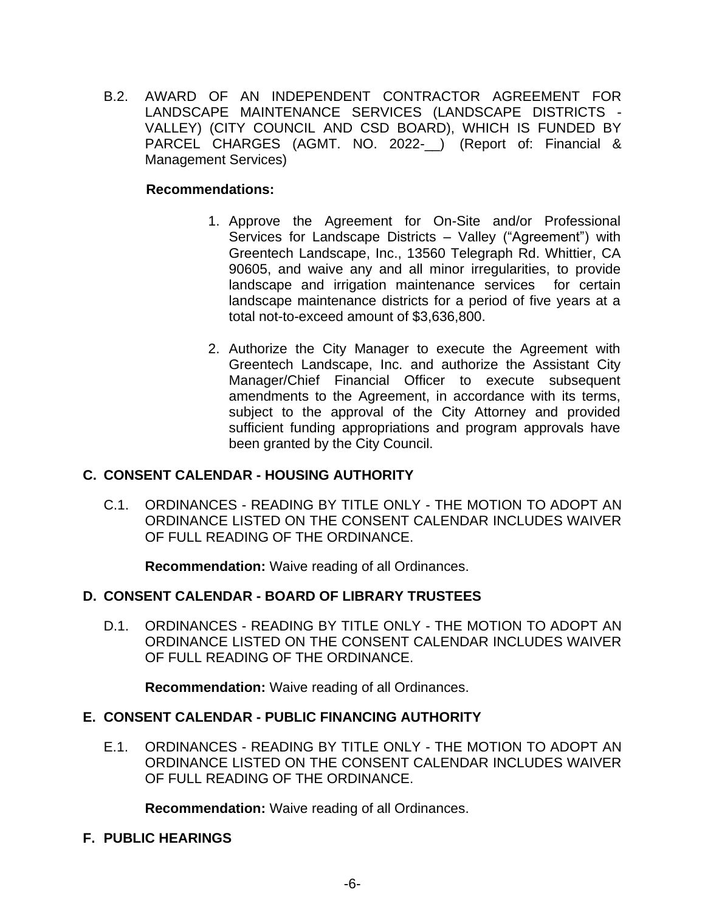B.2. AWARD OF AN INDEPENDENT CONTRACTOR AGREEMENT FOR LANDSCAPE MAINTENANCE SERVICES (LANDSCAPE DISTRICTS - VALLEY) (CITY COUNCIL AND CSD BOARD), WHICH IS FUNDED BY PARCEL CHARGES (AGMT. NO. 2022-__) (Report of: Financial & Management Services)

**Recommendations:**

1. Approve the Agreement for On-Site and/or Professional Services for Landscape Districts – Valley ("Agreement") with Greentech Landscape, Inc., 13560 Telegraph Rd. Whittier, CA 90605, and waive any and all minor irregularities, to provide landscape and irrigation maintenance services for certain landscape maintenance districts for a period of five years at a total not-to-exceed amount of $3,636,800.

2. Authorize the City Manager to execute the Agreement with Greentech Landscape, Inc. and authorize the Assistant City Manager/Chief Financial Officer to execute subsequent amendments to the Agreement, in accordance with its terms, subject to the approval of the City Attorney and provided sufficient funding appropriations and program approvals have been granted by the City Council.

## C. CONSENT CALENDAR - HOUSING AUTHORITY

C.1. ORDINANCES - READING BY TITLE ONLY - THE MOTION TO ADOPT AN ORDINANCE LISTED ON THE CONSENT CALENDAR INCLUDES WAIVER OF FULL READING OF THE ORDINANCE.

**Recommendation:** Waive reading of all Ordinances.

## D. CONSENT CALENDAR - BOARD OF LIBRARY TRUSTEES

D.1. ORDINANCES - READING BY TITLE ONLY - THE MOTION TO ADOPT AN ORDINANCE LISTED ON THE CONSENT CALENDAR INCLUDES WAIVER OF FULL READING OF THE ORDINANCE.

**Recommendation:** Waive reading of all Ordinances.

## E. CONSENT CALENDAR - PUBLIC FINANCING AUTHORITY

E.1. ORDINANCES - READING BY TITLE ONLY - THE MOTION TO ADOPT AN ORDINANCE LISTED ON THE CONSENT CALENDAR INCLUDES WAIVER OF FULL READING OF THE ORDINANCE.

**Recommendation:** Waive reading of all Ordinances.

## F. PUBLIC HEARINGS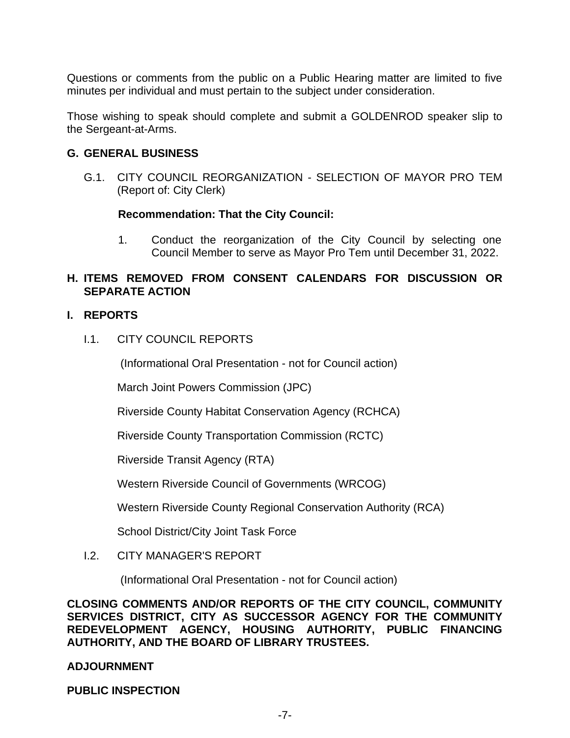Questions or comments from the public on a Public Hearing matter are limited to five minutes per individual and must pertain to the subject under consideration.

Those wishing to speak should complete and submit a GOLDENROD speaker slip to the Sergeant-at-Arms.

## G. GENERAL BUSINESS

G.1. CITY COUNCIL REORGANIZATION - SELECTION OF MAYOR PRO TEM (Report of: City Clerk)

**Recommendation: That the City Council:**

1. Conduct the reorganization of the City Council by selecting one Council Member to serve as Mayor Pro Tem until December 31, 2022.

## H. ITEMS REMOVED FROM CONSENT CALENDARS FOR DISCUSSION OR SEPARATE ACTION

## I. REPORTS

I.1. CITY COUNCIL REPORTS

(Informational Oral Presentation - not for Council action)

March Joint Powers Commission (JPC)

Riverside County Habitat Conservation Agency (RCHCA)

Riverside County Transportation Commission (RCTC)

Riverside Transit Agency (RTA)

Western Riverside Council of Governments (WRCOG)

Western Riverside County Regional Conservation Authority (RCA)

School District/City Joint Task Force

I.2. CITY MANAGER'S REPORT

(Informational Oral Presentation - not for Council action)

**CLOSING COMMENTS AND/OR REPORTS OF THE CITY COUNCIL, COMMUNITY SERVICES DISTRICT, CITY AS SUCCESSOR AGENCY FOR THE COMMUNITY REDEVELOPMENT AGENCY, HOUSING AUTHORITY, PUBLIC FINANCING AUTHORITY, AND THE BOARD OF LIBRARY TRUSTEES.**

**ADJOURNMENT**

**PUBLIC INSPECTION**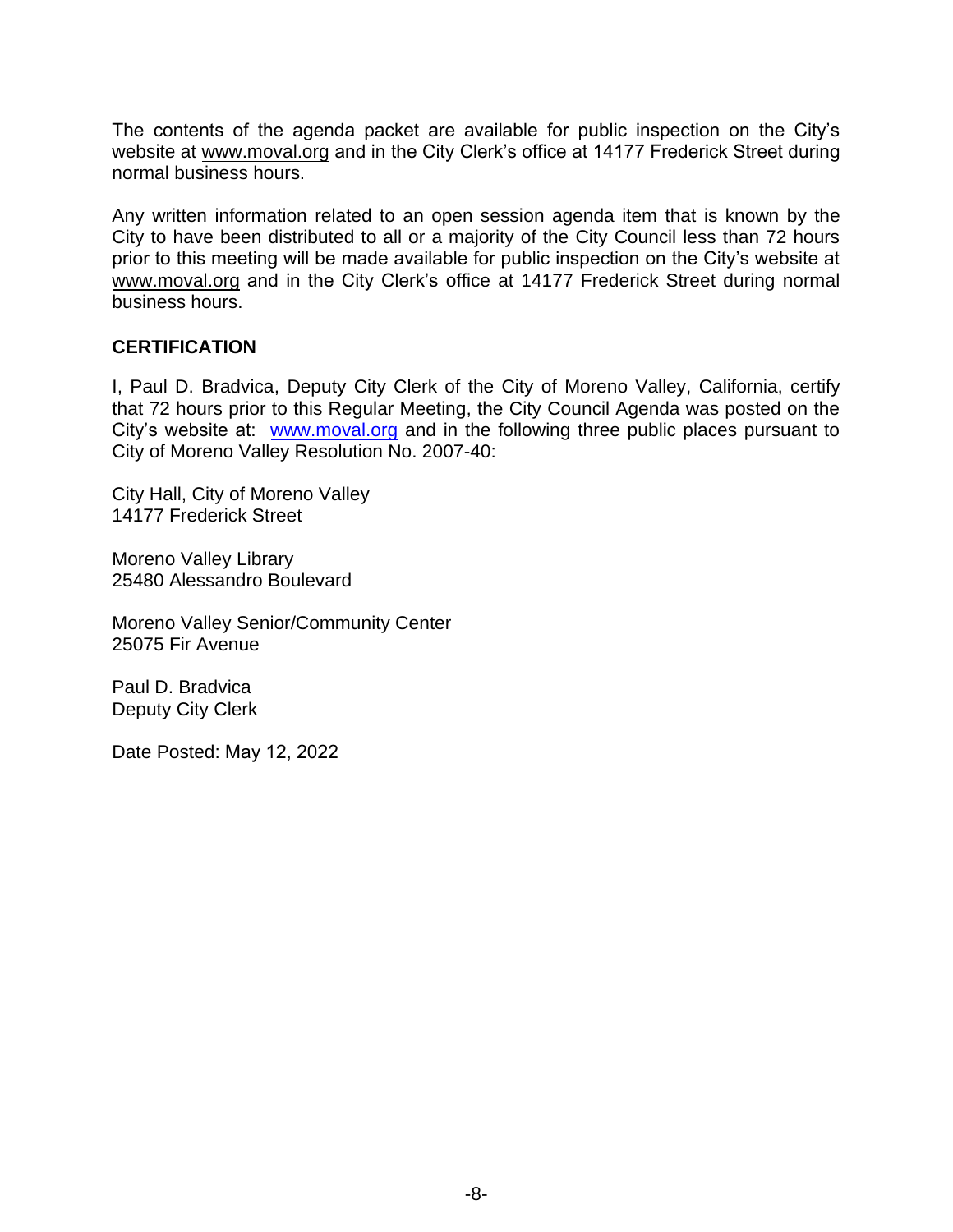The contents of the agenda packet are available for public inspection on the City's website at www.moval.org and in the City Clerk's office at 14177 Frederick Street during normal business hours.

Any written information related to an open session agenda item that is known by the City to have been distributed to all or a majority of the City Council less than 72 hours prior to this meeting will be made available for public inspection on the City's website at www.moval.org and in the City Clerk's office at 14177 Frederick Street during normal business hours.

**CERTIFICATION**

I, Paul D. Bradvica, Deputy City Clerk of the City of Moreno Valley, California, certify that 72 hours prior to this Regular Meeting, the City Council Agenda was posted on the City's website at: www.moval.org and in the following three public places pursuant to City of Moreno Valley Resolution No. 2007-40:

City Hall, City of Moreno Valley
14177 Frederick Street

Moreno Valley Library
25480 Alessandro Boulevard

Moreno Valley Senior/Community Center
25075 Fir Avenue

Paul D. Bradvica
Deputy City Clerk

Date Posted: May 12, 2022